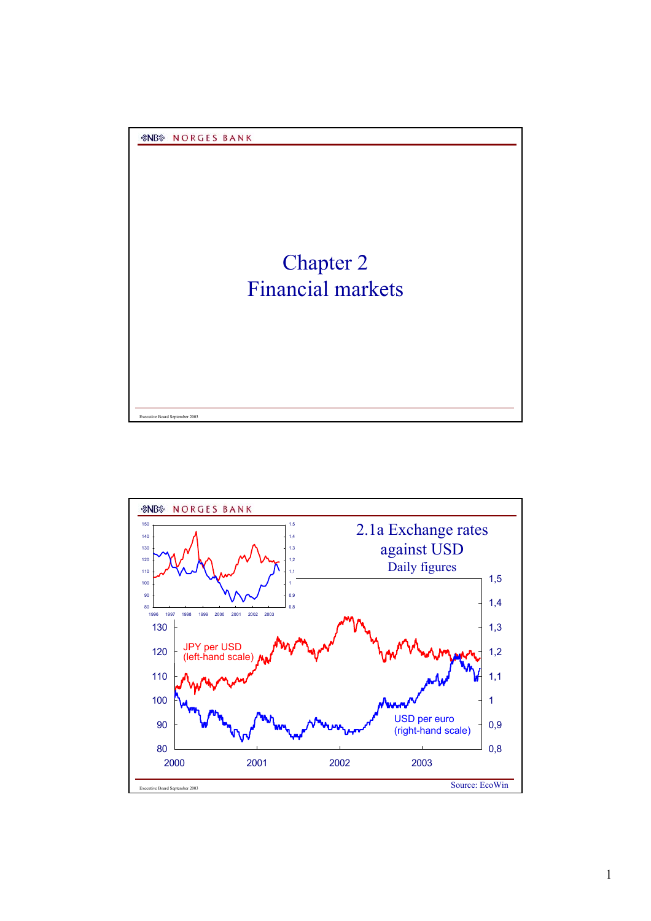# Chapter 2
# Financial markets

## 2.1a Exchange rates against USD

Daily figures

JPY per USD (left-hand scale)

USD per euro (right-hand scale)

Source: EcoWin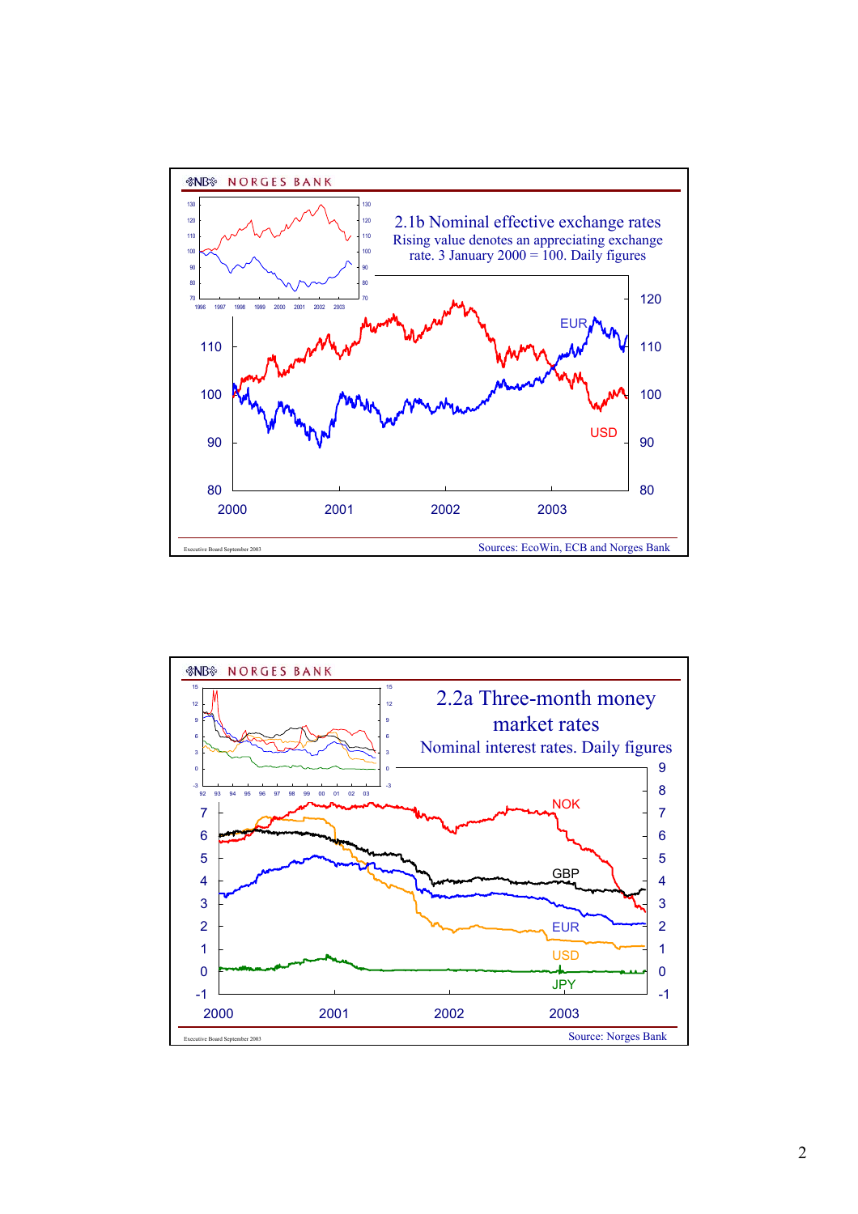NORGES BANK

## 2.1b Nominal effective exchange rates

Rising value denotes an appreciating exchange rate. 3 January 2000 = 100. Daily figures

Executive Board September 2003

Sources: EcoWin, ECB and Norges Bank

NORGES BANK

## 2.2a Three-month money market rates

Nominal interest rates. Daily figures

Executive Board September 2003

Source: Norges Bank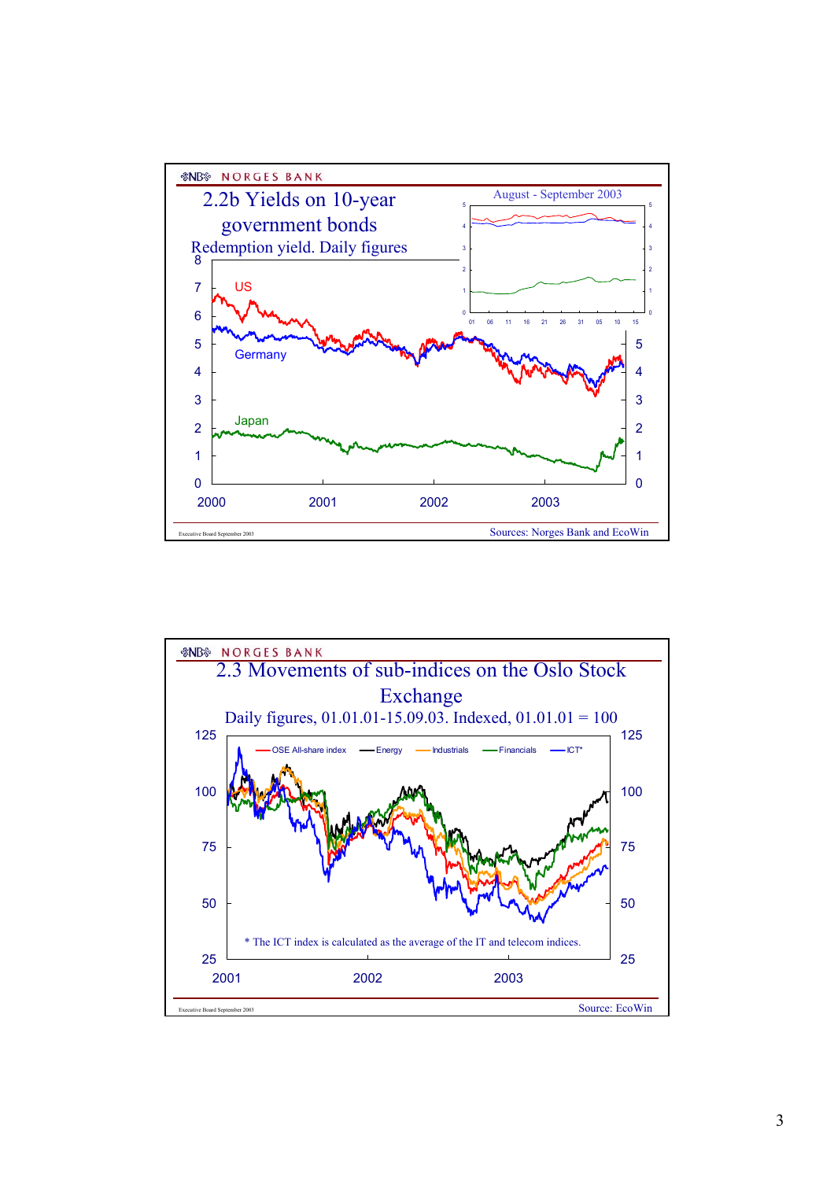## 2.2b Yields on 10-year government bonds

Redemption yield. Daily figures

August - September 2003

US

Germany

Japan

Sources: Norges Bank and EcoWin

## 2.3 Movements of sub-indices on the Oslo Stock Exchange

Daily figures, 01.01.01-15.09.03. Indexed, 01.01.01 = 100

OSE All-share index, Energy, Industrials, Financials, ICT*

* The ICT index is calculated as the average of the IT and telecom indices.

Source: EcoWin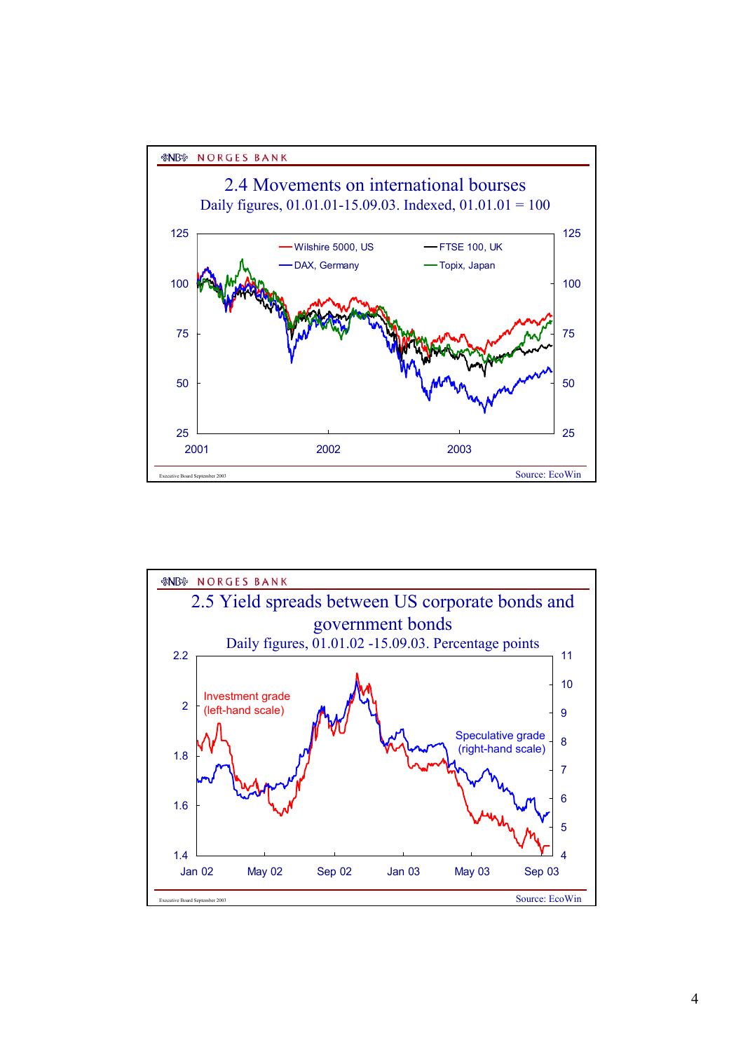NORGES BANK

## 2.4 Movements on international bourses

Daily figures, 01.01.01-15.09.03. Indexed, 01.01.01 = 100

Wilshire 5000, US — FTSE 100, UK — DAX, Germany — Topix, Japan

Source: EcoWin

NORGES BANK

## 2.5 Yield spreads between US corporate bonds and government bonds

Daily figures, 01.01.02 -15.09.03. Percentage points

Investment grade (left-hand scale) — Speculative grade (right-hand scale)

Source: EcoWin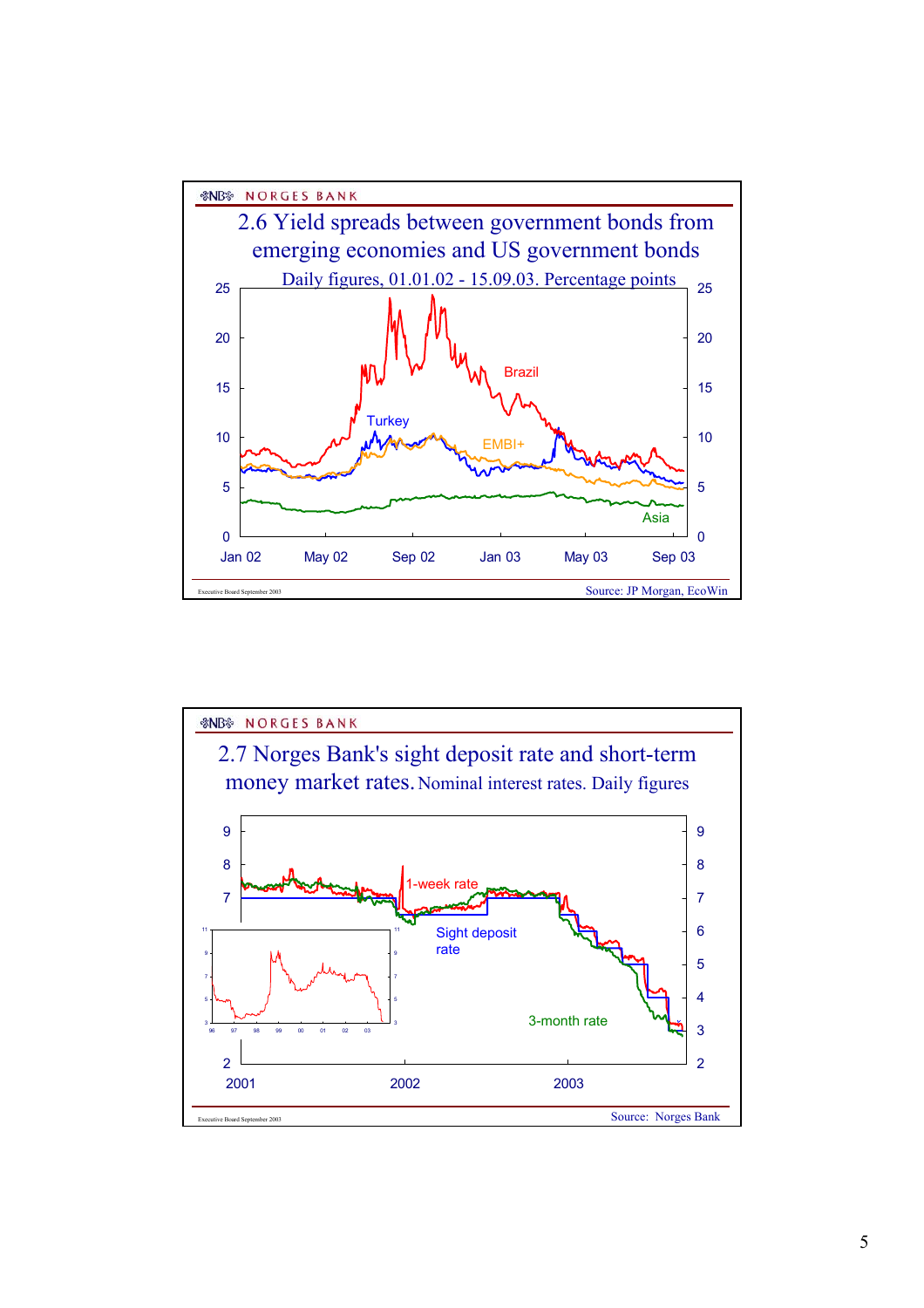NORGES BANK

## 2.6 Yield spreads between government bonds from emerging economies and US government bonds

Daily figures, 01.01.02 - 15.09.03. Percentage points

Source: JP Morgan, EcoWin

Executive Board September 2003

NORGES BANK

## 2.7 Norges Bank's sight deposit rate and short-term money market rates. Nominal interest rates. Daily figures

Source: Norges Bank

Executive Board September 2003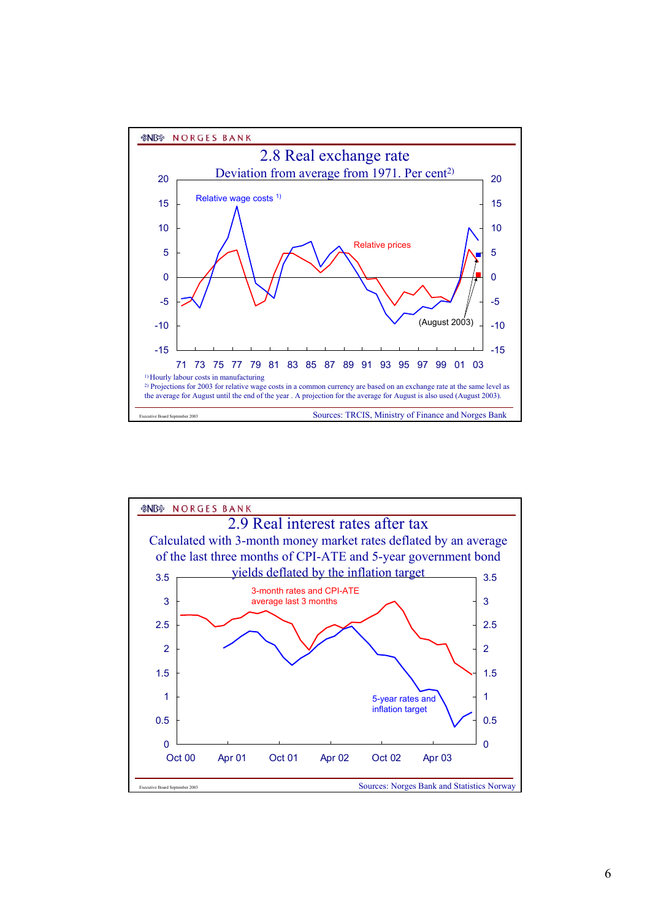NORGES BANK

## 2.8 Real exchange rate

Deviation from average from 1971. Per cent[2)]

Relative wage costs [1)]

Relative prices

(August 2003)

[1)] Hourly labour costs in manufacturing

[2)] Projections for 2003 for relative wage costs in a common currency are based on an exchange rate at the same level as the average for August until the end of the year . A projection for the average for August is also used (August 2003).

Executive Board September 2003

Sources: TRCIS, Ministry of Finance and Norges Bank

NORGES BANK

## 2.9 Real interest rates after tax

Calculated with 3-month money market rates deflated by an average of the last three months of CPI-ATE and 5-year government bond yields deflated by the inflation target

3-month rates and CPI-ATE average last 3 months

5-year rates and inflation target

Executive Board September 2003

Sources: Norges Bank and Statistics Norway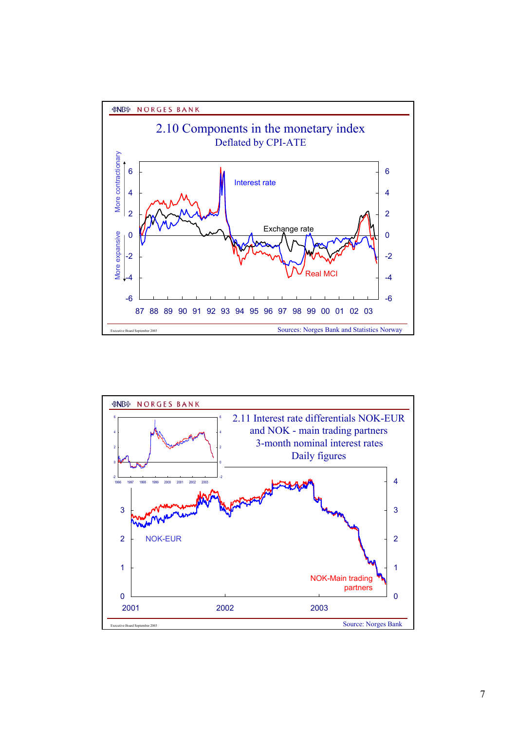## 2.10 Components in the monetary index

Deflated by CPI-ATE

Sources: Norges Bank and Statistics Norway

## 2.11 Interest rate differentials NOK-EUR and NOK - main trading partners

3-month nominal interest rates

Daily figures

Source: Norges Bank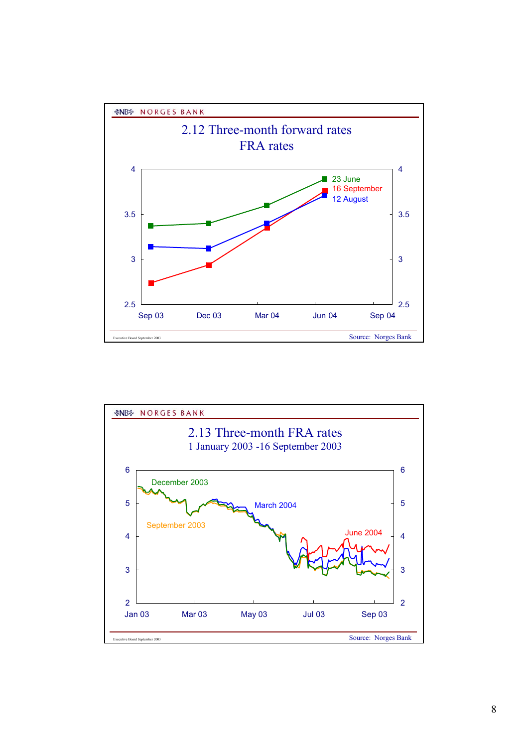NORGES BANK

## 2.12 Three-month forward rates
### FRA rates

- 23 June
- 16 September
- 12 August

Source: Norges Bank

NORGES BANK

## 2.13 Three-month FRA rates
### 1 January 2003 -16 September 2003

- December 2003
- March 2004
- September 2003
- June 2004

Source: Norges Bank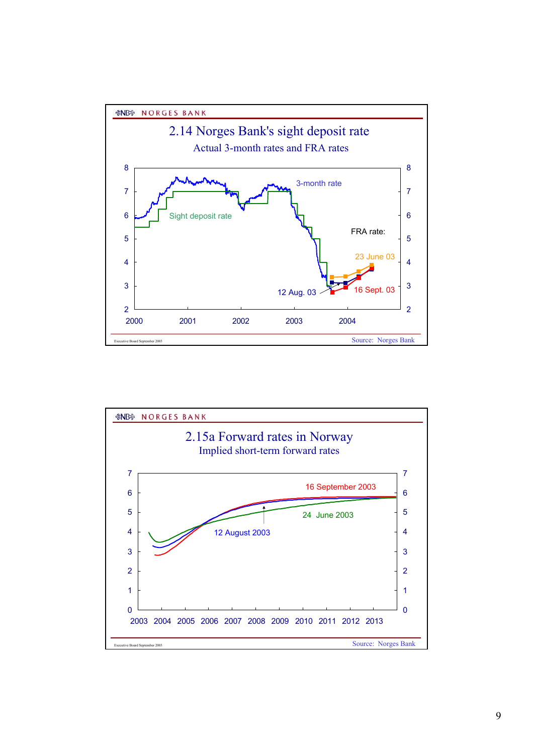NORGES BANK

## 2.14 Norges Bank's sight deposit rate

Actual 3-month rates and FRA rates

3-month rate

Sight deposit rate

FRA rate:

23 June 03

12 Aug. 03

16 Sept. 03

Executive Board September 2003

Source: Norges Bank

NORGES BANK

## 2.15a Forward rates in Norway

Implied short-term forward rates

16 September 2003

24 June 2003

12 August 2003

Executive Board September 2003

Source: Norges Bank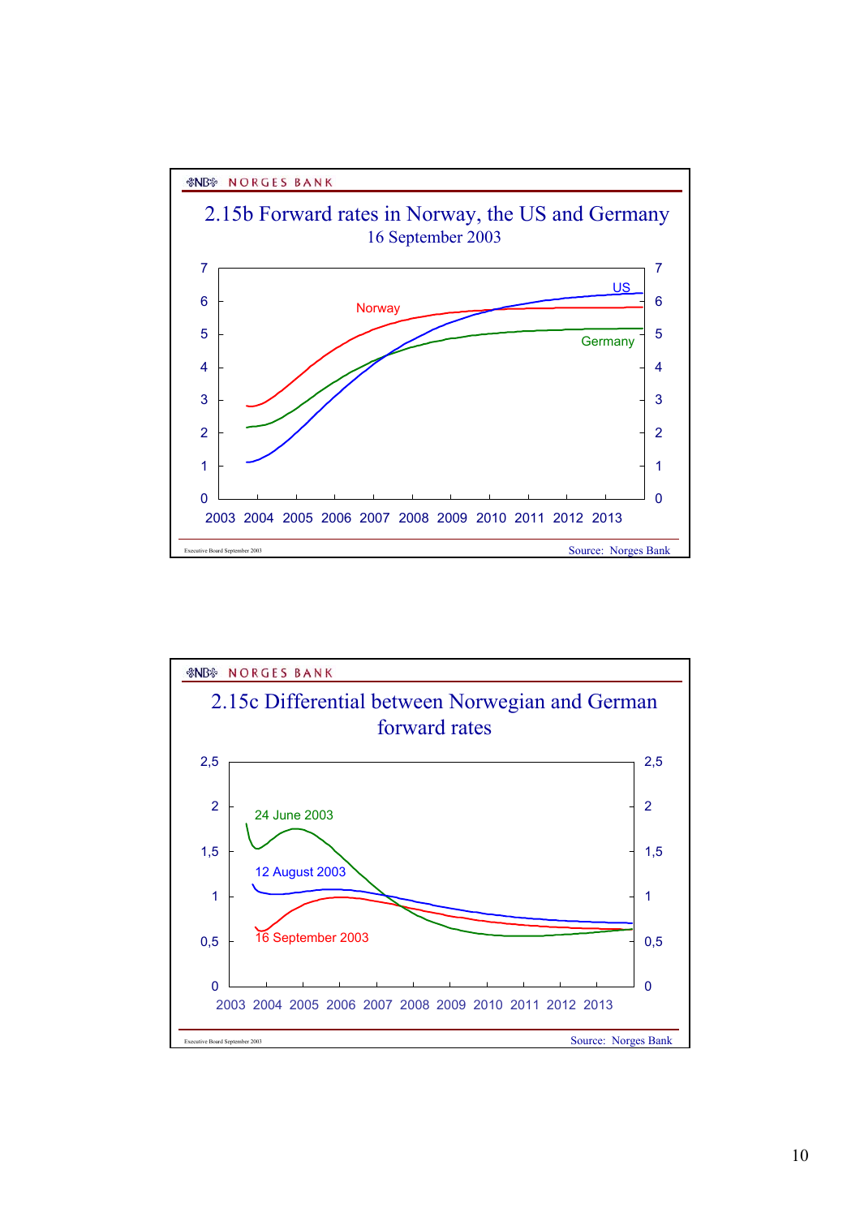NORGES BANK

## 2.15b Forward rates in Norway, the US and Germany

16 September 2003

Source: Norges Bank

NORGES BANK

## 2.15c Differential between Norwegian and German forward rates

Source: Norges Bank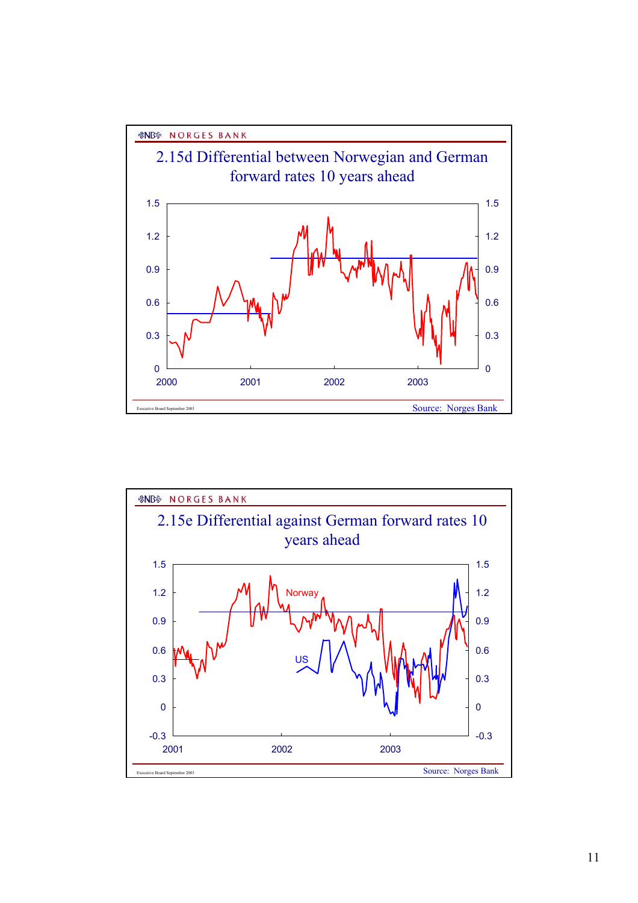NORGES BANK

## 2.15d Differential between Norwegian and German forward rates 10 years ahead

Source: Norges Bank

Executive Board September 2003

NORGES BANK

## 2.15e Differential against German forward rates 10 years ahead

Norway

US

Source: Norges Bank

Executive Board September 2003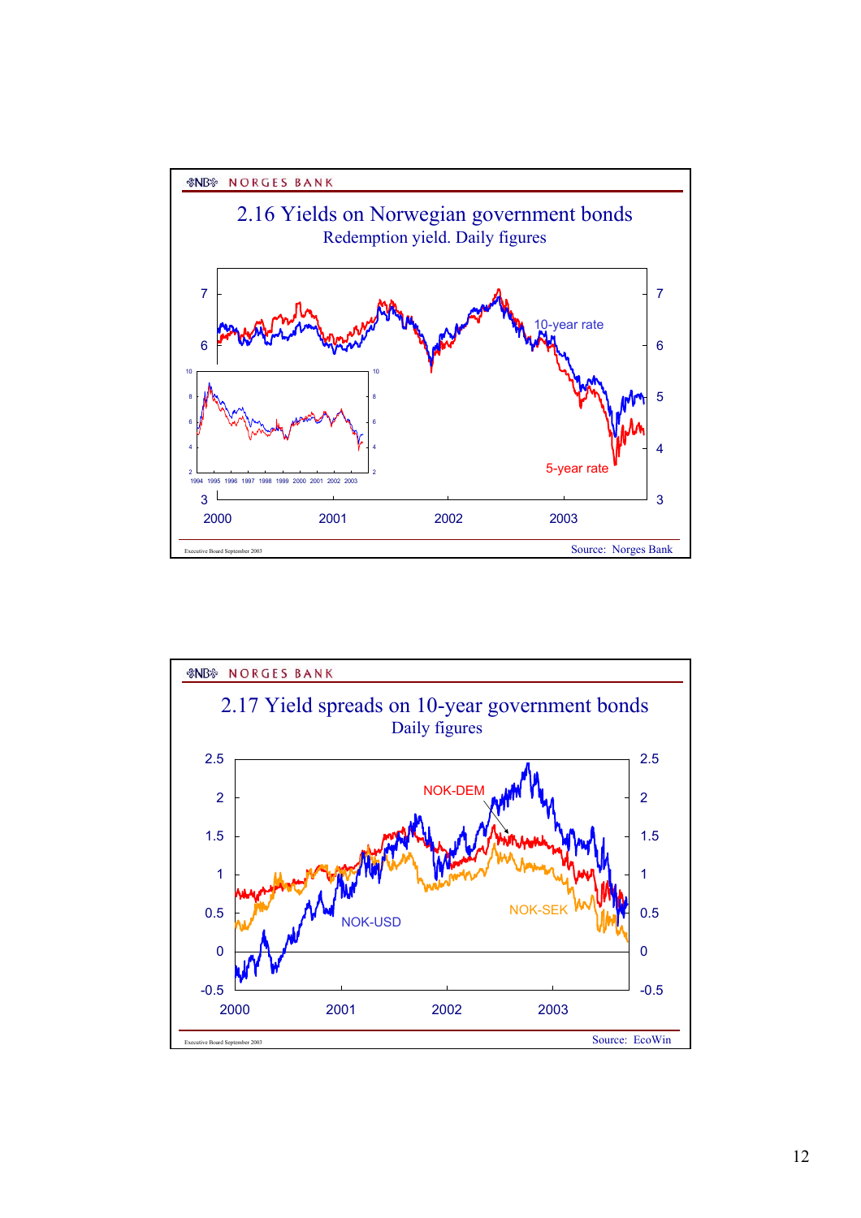NORGES BANK

## 2.16 Yields on Norwegian government bonds

Redemption yield. Daily figures

10-year rate

5-year rate

Source: Norges Bank

Executive Board September 2003

NORGES BANK

## 2.17 Yield spreads on 10-year government bonds

Daily figures

NOK-DEM

NOK-USD

NOK-SEK

Source: EcoWin

Executive Board September 2003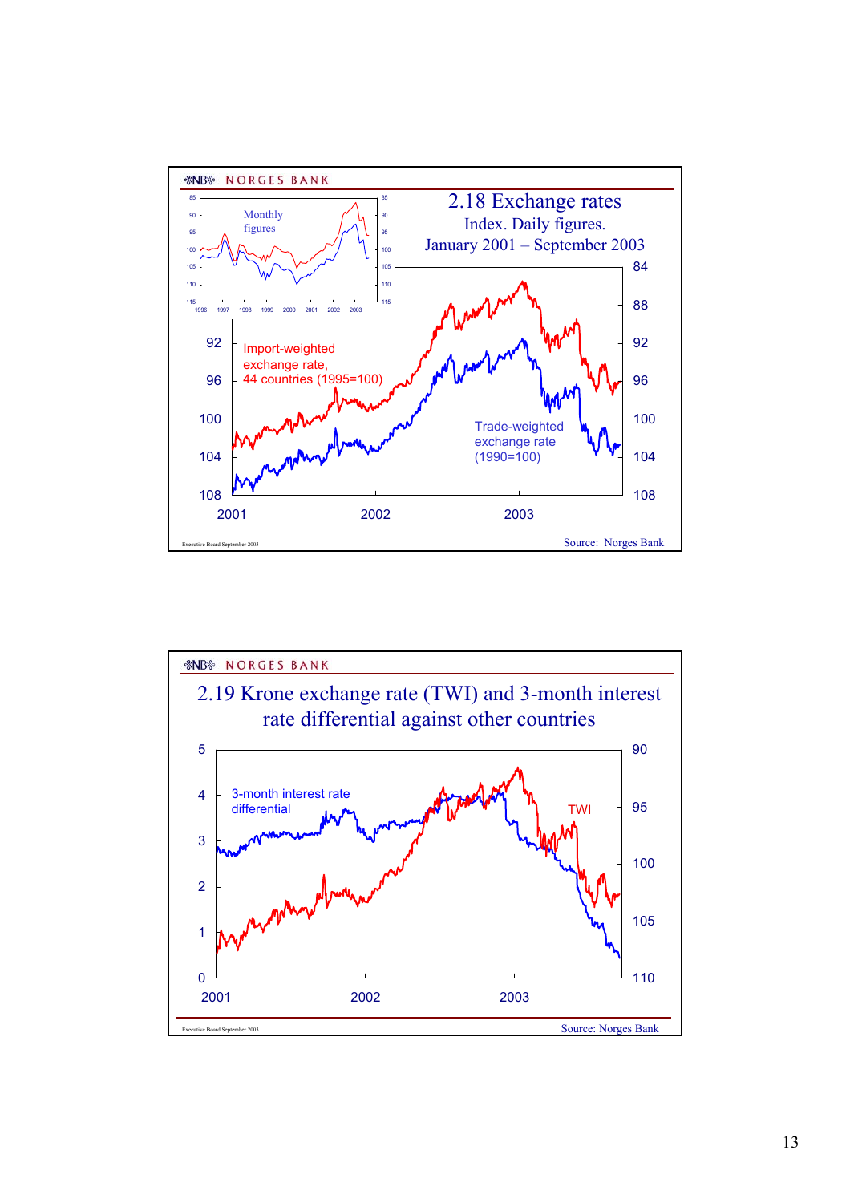## 2.18 Exchange rates

Index. Daily figures.

January 2001 – September 2003

Import-weighted exchange rate, 44 countries (1995=100)

Trade-weighted exchange rate (1990=100)

Monthly figures

Source: Norges Bank

## 2.19 Krone exchange rate (TWI) and 3-month interest rate differential against other countries

3-month interest rate differential

TWI

Source: Norges Bank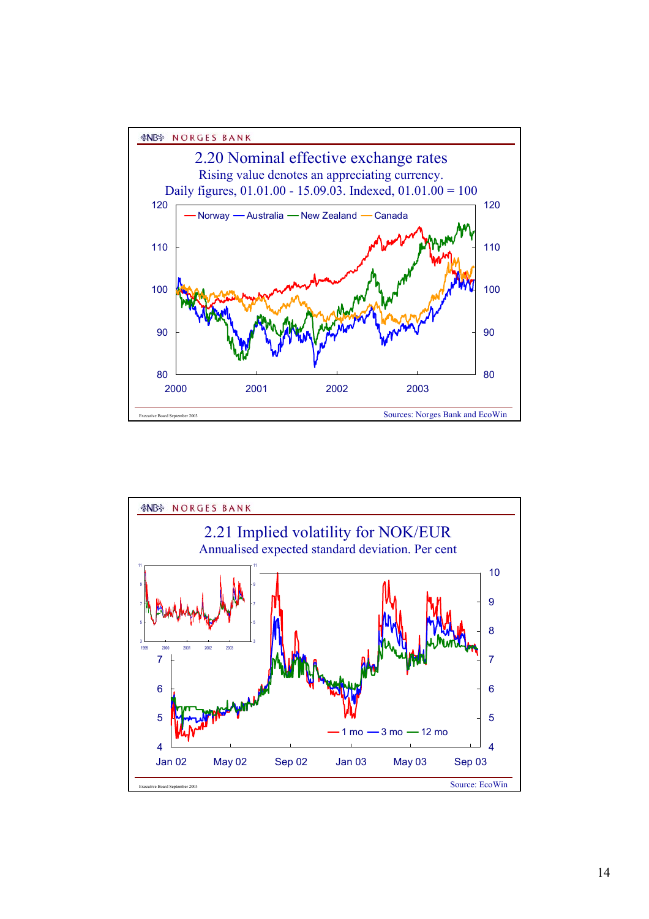NORGES BANK

## 2.20 Nominal effective exchange rates

Rising value denotes an appreciating currency.
Daily figures, 01.01.00 - 15.09.03. Indexed, 01.01.00 = 100

Norway — Australia — New Zealand — Canada

Executive Board September 2003

Sources: Norges Bank and EcoWin

NORGES BANK

## 2.21 Implied volatility for NOK/EUR

Annualised expected standard deviation. Per cent

1 mo — 3 mo — 12 mo

Executive Board September 2003

Source: EcoWin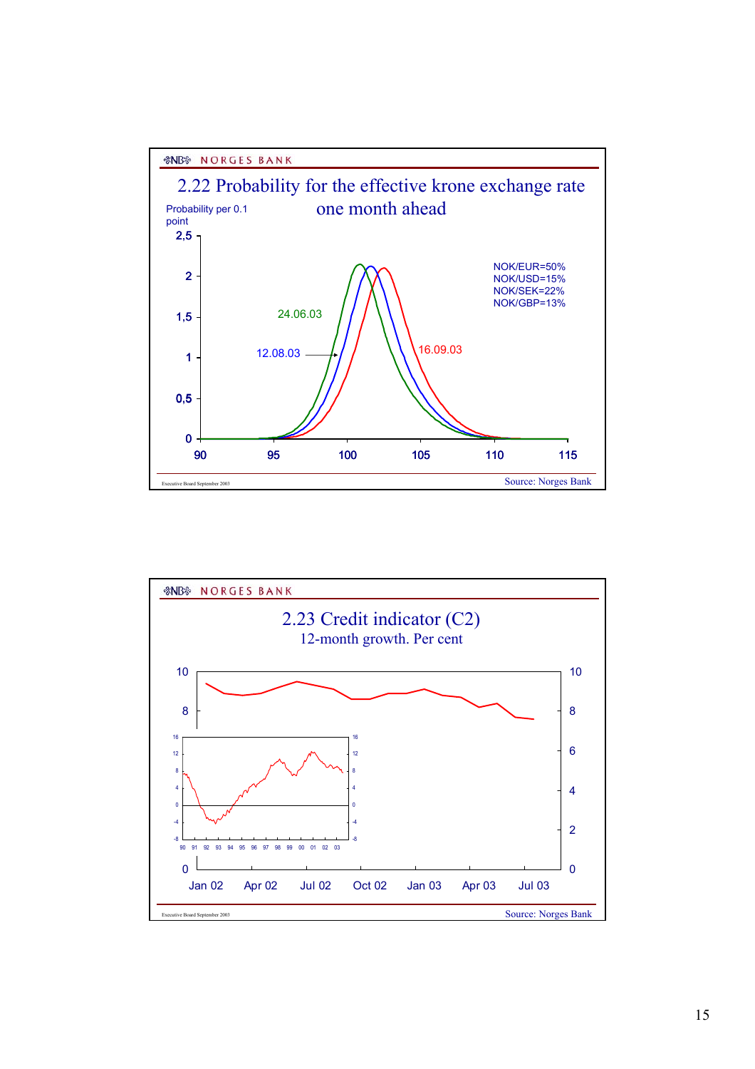NORGES BANK

## 2.22 Probability for the effective krone exchange rate one month ahead

Probability per 0.1 point

NOK/EUR=50%
NOK/USD=15%
NOK/SEK=22%
NOK/GBP=13%

24.06.03
12.08.03
16.09.03

Executive Board September 2003

Source: Norges Bank

NORGES BANK

## 2.23 Credit indicator (C2)

12-month growth. Per cent

Executive Board September 2003

Source: Norges Bank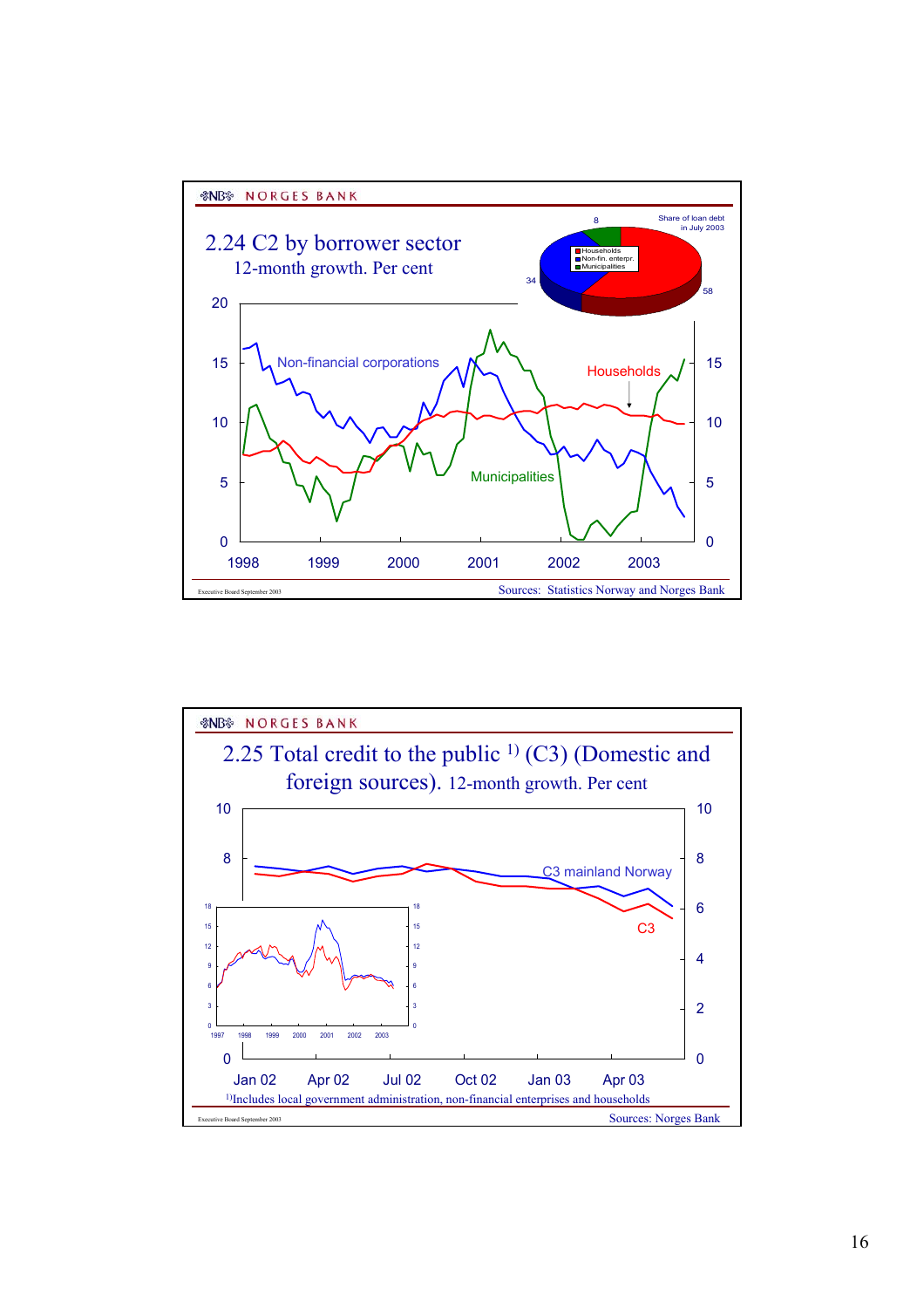NORGES BANK

## 2.24 C2 by borrower sector

12-month growth. Per cent

Share of loan debt in July 2003

- Households: 58
- Non-fin. enterpr.: 34
- Municipalities: 8

Non-financial corporations

Households

Municipalities

Executive Board September 2003

Sources: Statistics Norway and Norges Bank

NORGES BANK

## 2.25 Total credit to the public [1] (C3) (Domestic and foreign sources). 12-month growth. Per cent

C3 mainland Norway

C3

[1]Includes local government administration, non-financial enterprises and households

Executive Board September 2003

Sources: Norges Bank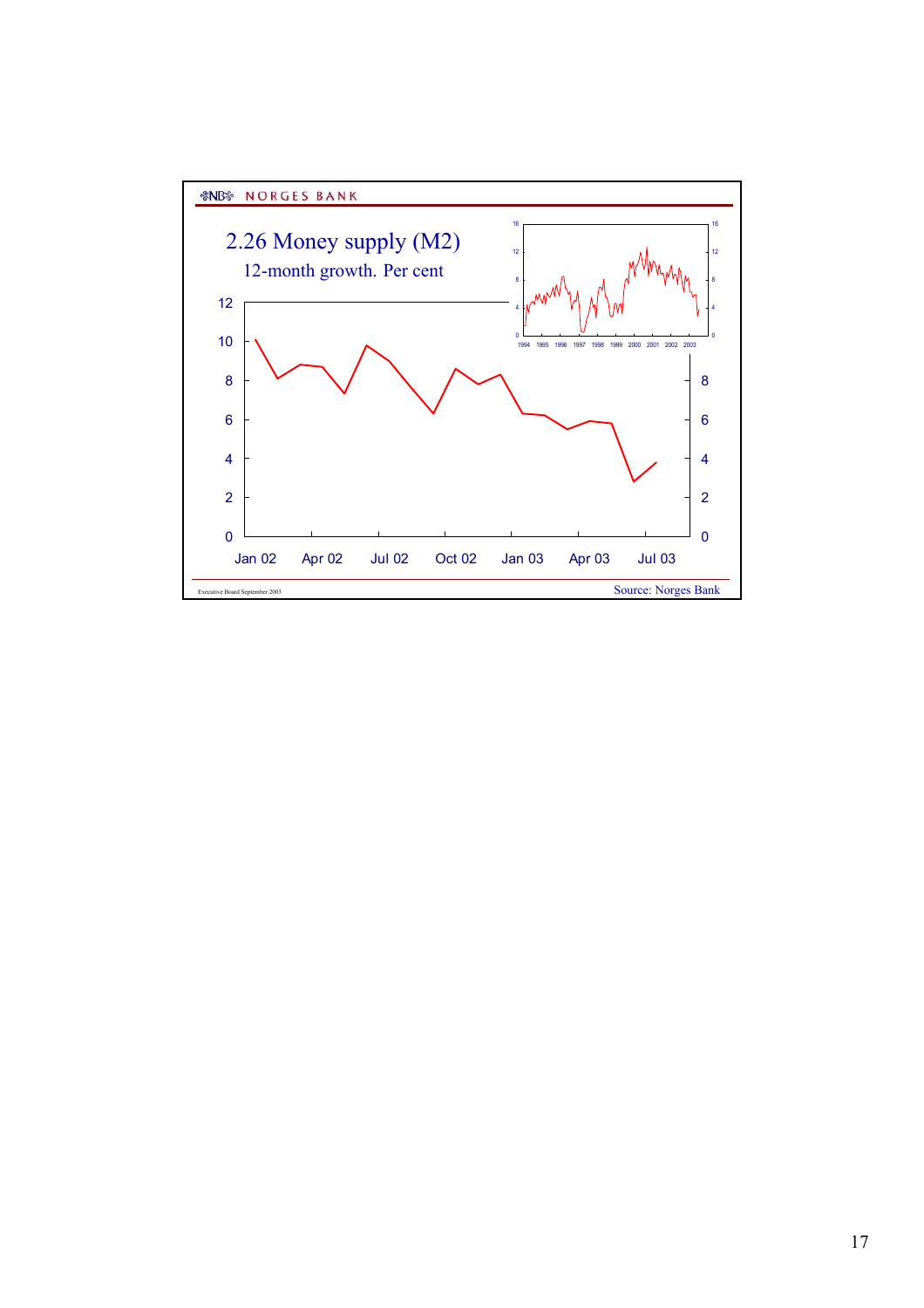NORGES BANK

## 2.26 Money supply (M2)

12-month growth. Per cent

12
10
8
6
4
2
0

Jan 02 Apr 02 Jul 02 Oct 02 Jan 03 Apr 03 Jul 03

16
12
8
4
0

1994 1995 1996 1997 1998 1999 2000 2001 2002 2003

Executive Board September 2003

Source: Norges Bank